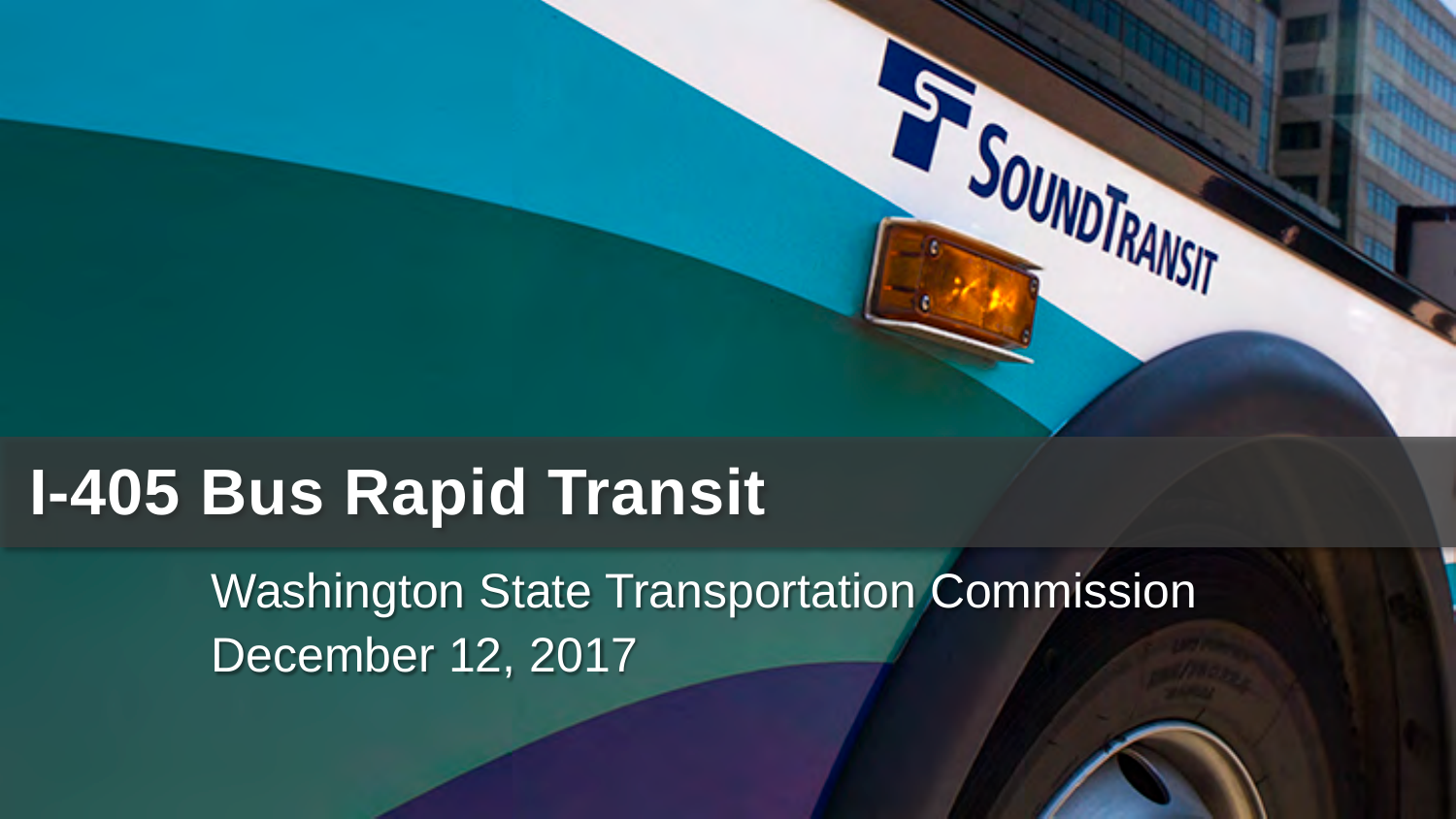# I-405 Bus Rapid Transit

Washington State Transportation Commission

December 12, 2017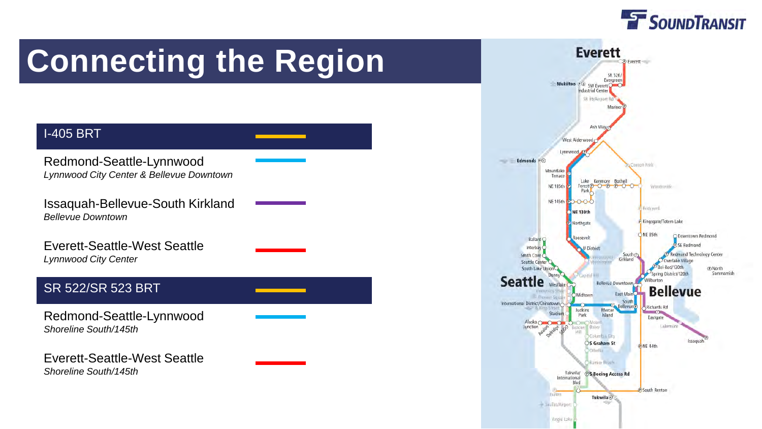# Connecting the Region

## I-405 BRT

**Redmond-Seattle-Lynnwood**
*Lynnwood City Center & Bellevue Downtown*

**Issaquah-Bellevue-South Kirkland**
*Bellevue Downtown*

**Everett-Seattle-West Seattle**
*Lynnwood City Center*

## SR 522/SR 523 BRT

**Redmond-Seattle-Lynnwood**
*Shoreline South/145th*

**Everett-Seattle-West Seattle**
*Shoreline South/145th*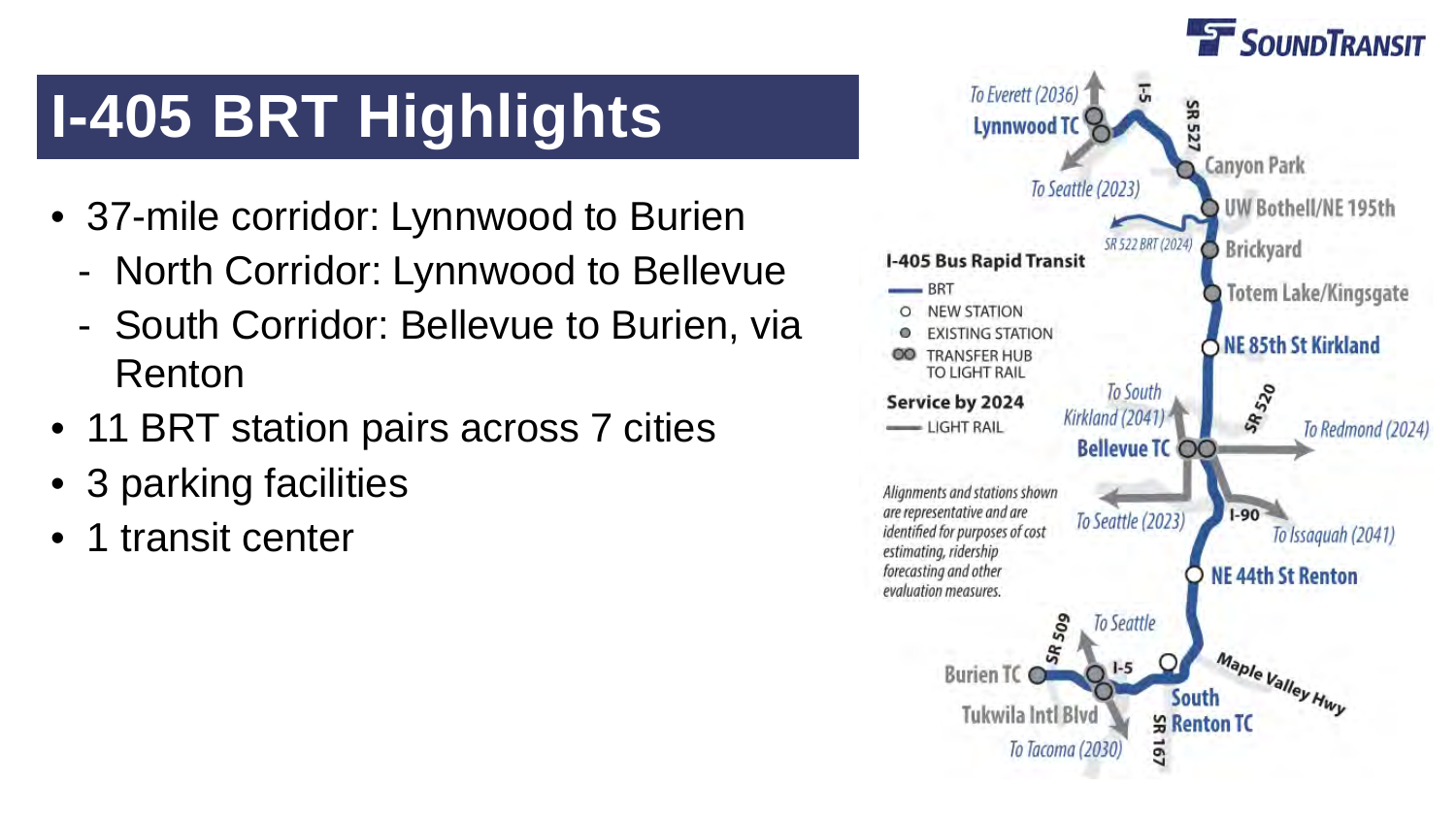# I-405 BRT Highlights

- 37-mile corridor: Lynnwood to Burien
  - North Corridor: Lynnwood to Bellevue
  - South Corridor: Bellevue to Burien, via Renton
- 11 BRT station pairs across 7 cities
- 3 parking facilities
- 1 transit center

**I-405 Bus Rapid Transit**

- BRT
- NEW STATION
- EXISTING STATION
- TRANSFER HUB TO LIGHT RAIL

**Service by 2024**

- LIGHT RAIL

*Alignments and stations shown are representative and are identified for purposes of cost estimating, ridership forecasting and other evaluation measures.*

To Everett (2036), Lynnwood TC, I-5, SR 527, To Seattle (2023), Canyon Park, UW Bothell/NE 195th, SR 522 BRT (2024), Brickyard, Totem Lake/Kingsgate, NE 85th St Kirkland, SR 520, To South Kirkland (2041), To Redmond (2024), Bellevue TC, To Seattle (2023), I-90, To Issaquah (2041), NE 44th St Renton, SR 509, To Seattle, I-5, Burien TC, Tukwila Intl Blvd, Maple Valley Hwy, South Renton TC, SR 167, To Tacoma (2030)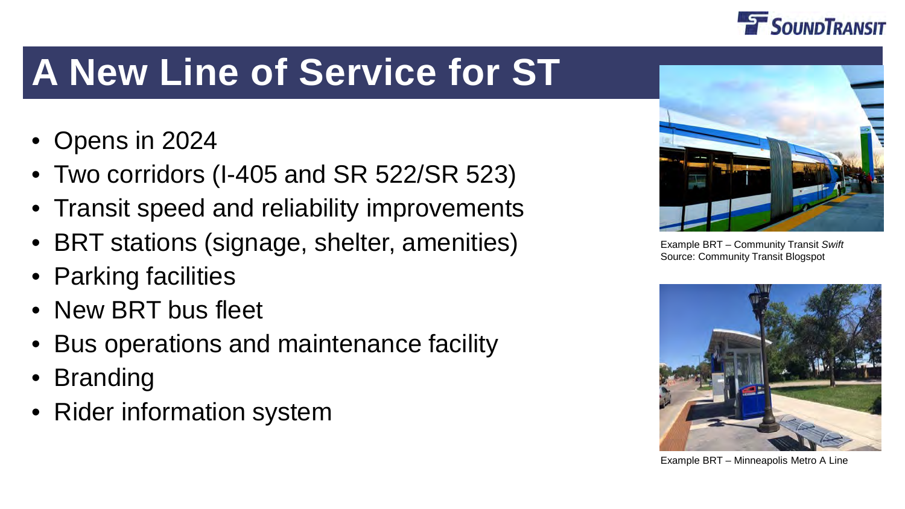# A New Line of Service for ST

- Opens in 2024
- Two corridors (I-405 and SR 522/SR 523)
- Transit speed and reliability improvements
- BRT stations (signage, shelter, amenities)
- Parking facilities
- New BRT bus fleet
- Bus operations and maintenance facility
- Branding
- Rider information system

Example BRT – Community Transit *Swift*
Source: Community Transit Blogspot

Example BRT – Minneapolis Metro A Line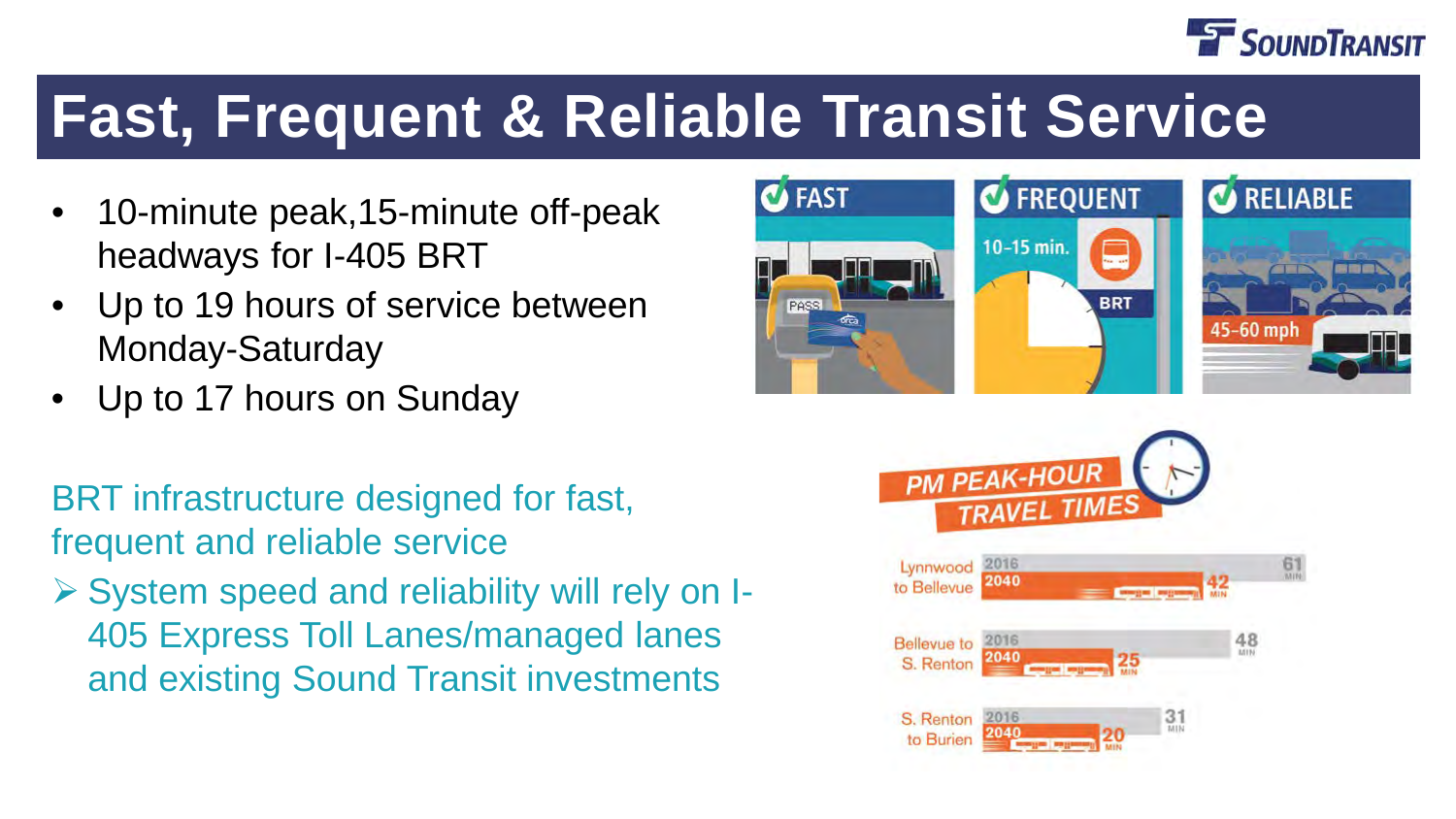# Fast, Frequent & Reliable Transit Service

- 10-minute peak,15-minute off-peak headways for I-405 BRT
- Up to 19 hours of service between Monday-Saturday
- Up to 17 hours on Sunday

BRT infrastructure designed for fast, frequent and reliable service

- System speed and reliability will rely on I-405 Express Toll Lanes/managed lanes and existing Sound Transit investments

FAST | FREQUENT | RELIABLE

10-15 min. BRT

45-60 mph

**PM PEAK-HOUR TRAVEL TIMES**

| Route | 2016 | 2040 |
|---|---|---|
| Lynnwood to Bellevue | 61 MIN | 42 MIN |
| Bellevue to S. Renton | 48 MIN | 25 MIN |
| S. Renton to Burien | 31 MIN | 20 MIN |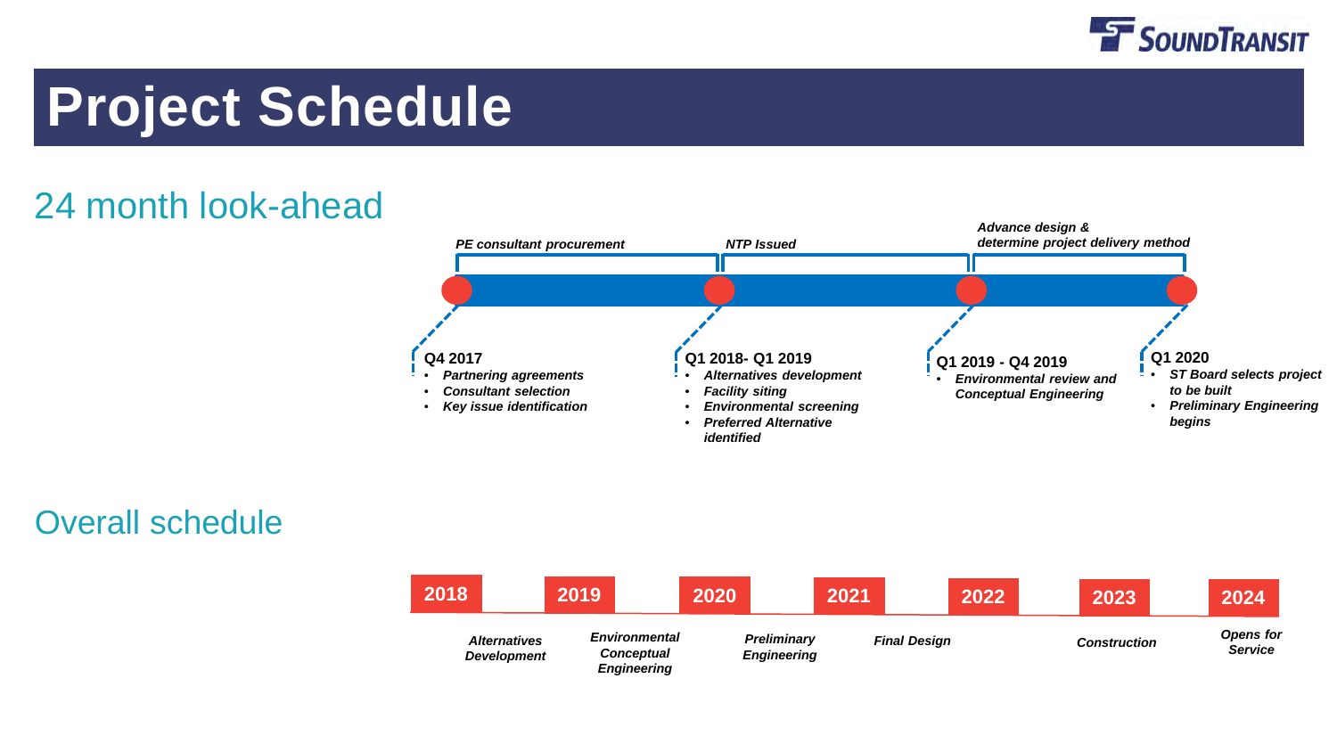# Project Schedule

## 24 month look-ahead

*PE consultant procurement*

*NTP Issued*

*Advance design & determine project delivery method*

**Q4 2017**
- *Partnering agreements*
- *Consultant selection*
- *Key issue identification*

**Q1 2018- Q1 2019**
- *Alternatives development*
- *Facility siting*
- *Environmental screening*
- *Preferred Alternative identified*

**Q1 2019 - Q4 2019**
- *Environmental review and Conceptual Engineering*

**Q1 2020**
- *ST Board selects project to be built*
- *Preliminary Engineering begins*

## Overall schedule

**2018** **2019** **2020** **2021** **2022** **2023** **2024**

*Alternatives Development*

*Environmental Conceptual Engineering*

*Preliminary Engineering*

*Final Design*

*Construction*

*Opens for Service*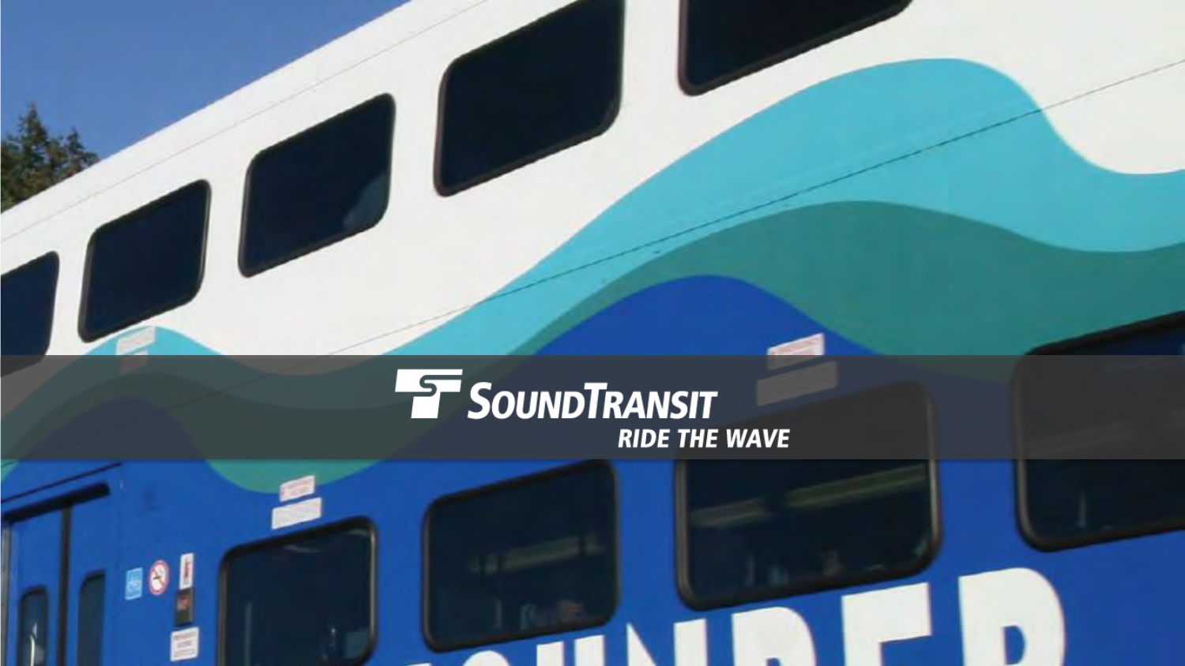SOUNDTRANSIT

RIDE THE WAVE